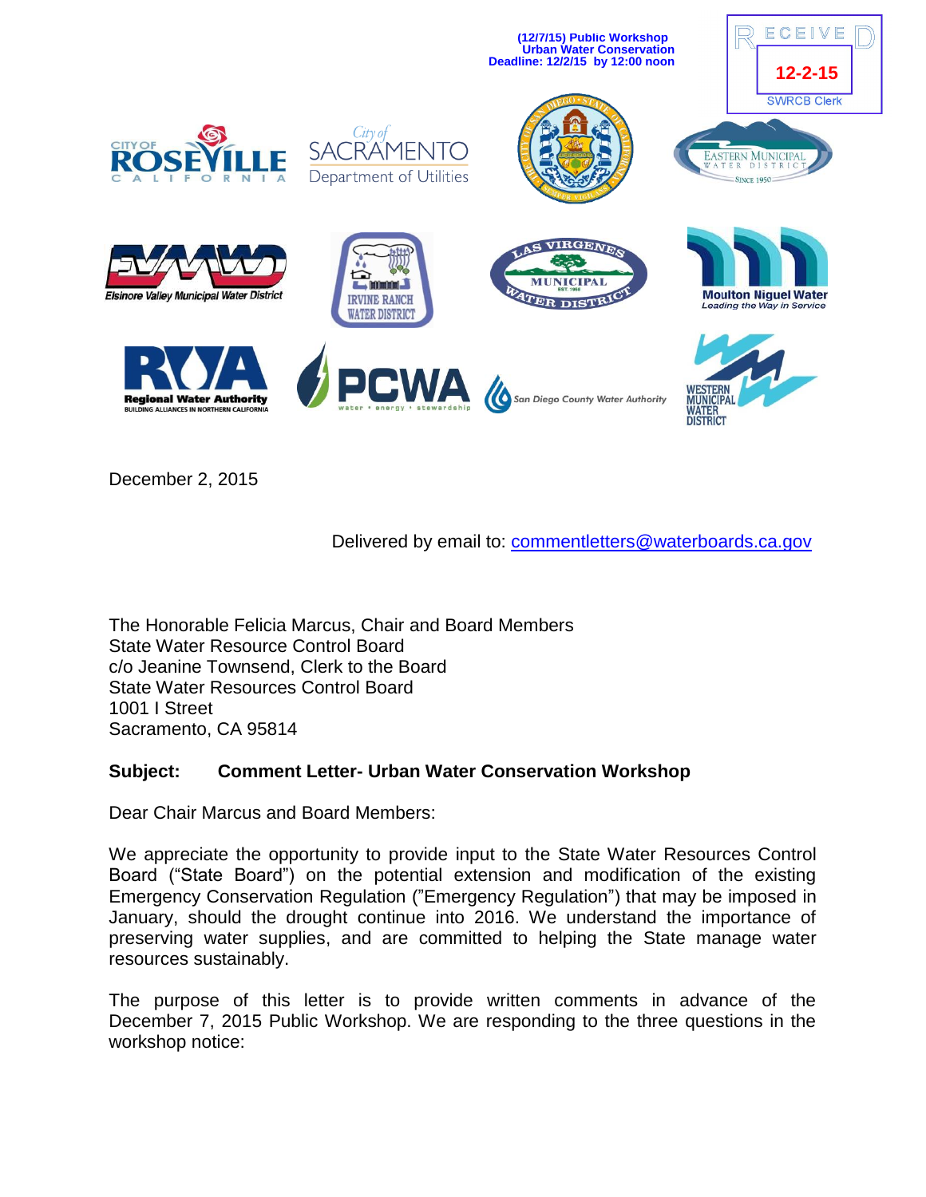(12/7/15) Public Workshop
Urban Water Conservation
Deadline: 12/2/15 by 12:00 noon

RECEIVED
12-2-15
SWRCB Clerk

December 2, 2015

Delivered by email to: commentletters@waterboards.ca.gov

The Honorable Felicia Marcus, Chair and Board Members
State Water Resource Control Board
c/o Jeanine Townsend, Clerk to the Board
State Water Resources Control Board
1001 I Street
Sacramento, CA 95814

**Subject: Comment Letter- Urban Water Conservation Workshop**

Dear Chair Marcus and Board Members:

We appreciate the opportunity to provide input to the State Water Resources Control Board ("State Board") on the potential extension and modification of the existing Emergency Conservation Regulation ("Emergency Regulation") that may be imposed in January, should the drought continue into 2016. We understand the importance of preserving water supplies, and are committed to helping the State manage water resources sustainably.

The purpose of this letter is to provide written comments in advance of the December 7, 2015 Public Workshop. We are responding to the three questions in the workshop notice: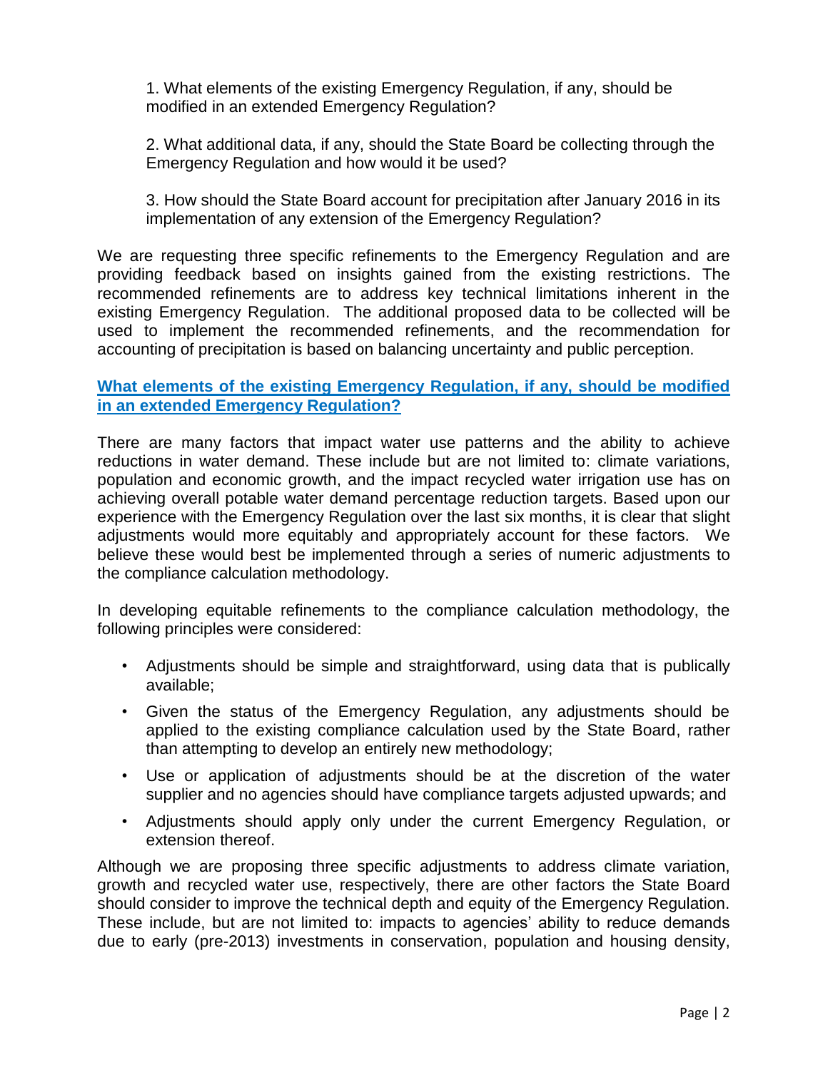1. What elements of the existing Emergency Regulation, if any, should be modified in an extended Emergency Regulation?

2. What additional data, if any, should the State Board be collecting through the Emergency Regulation and how would it be used?

3. How should the State Board account for precipitation after January 2016 in its implementation of any extension of the Emergency Regulation?

We are requesting three specific refinements to the Emergency Regulation and are providing feedback based on insights gained from the existing restrictions. The recommended refinements are to address key technical limitations inherent in the existing Emergency Regulation. The additional proposed data to be collected will be used to implement the recommended refinements, and the recommendation for accounting of precipitation is based on balancing uncertainty and public perception.

## What elements of the existing Emergency Regulation, if any, should be modified in an extended Emergency Regulation?

There are many factors that impact water use patterns and the ability to achieve reductions in water demand. These include but are not limited to: climate variations, population and economic growth, and the impact recycled water irrigation use has on achieving overall potable water demand percentage reduction targets. Based upon our experience with the Emergency Regulation over the last six months, it is clear that slight adjustments would more equitably and appropriately account for these factors. We believe these would best be implemented through a series of numeric adjustments to the compliance calculation methodology.

In developing equitable refinements to the compliance calculation methodology, the following principles were considered:

- Adjustments should be simple and straightforward, using data that is publically available;
- Given the status of the Emergency Regulation, any adjustments should be applied to the existing compliance calculation used by the State Board, rather than attempting to develop an entirely new methodology;
- Use or application of adjustments should be at the discretion of the water supplier and no agencies should have compliance targets adjusted upwards; and
- Adjustments should apply only under the current Emergency Regulation, or extension thereof.

Although we are proposing three specific adjustments to address climate variation, growth and recycled water use, respectively, there are other factors the State Board should consider to improve the technical depth and equity of the Emergency Regulation. These include, but are not limited to: impacts to agencies' ability to reduce demands due to early (pre-2013) investments in conservation, population and housing density,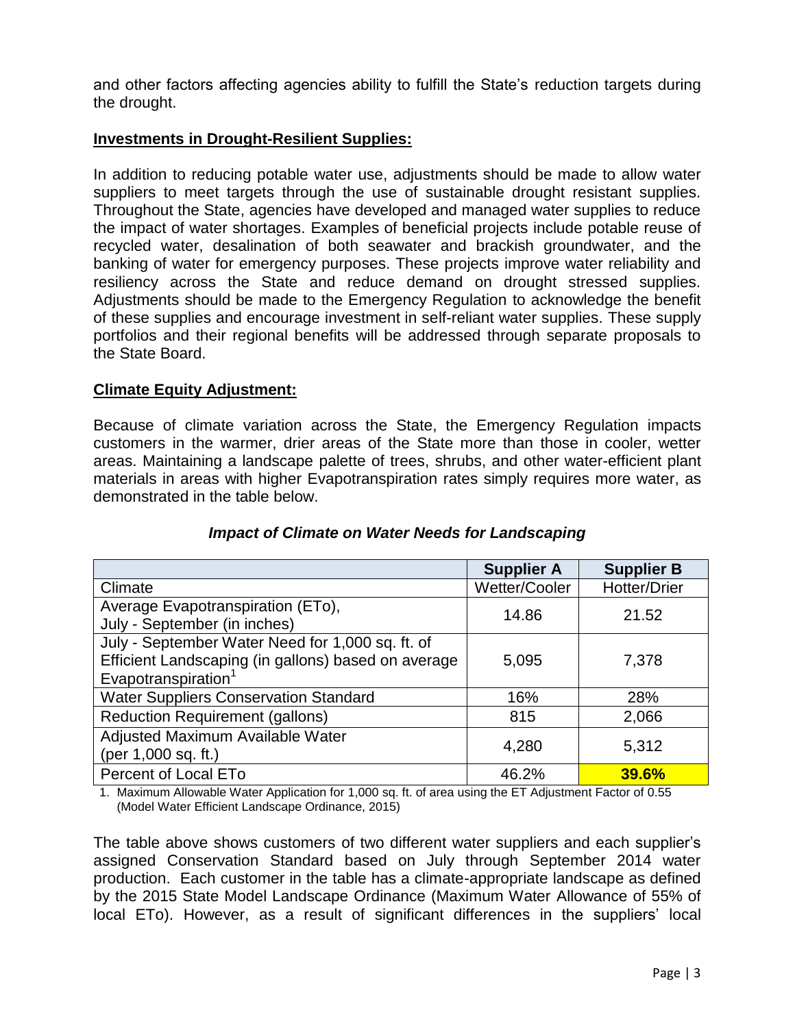and other factors affecting agencies ability to fulfill the State's reduction targets during the drought.

## Investments in Drought-Resilient Supplies:

In addition to reducing potable water use, adjustments should be made to allow water suppliers to meet targets through the use of sustainable drought resistant supplies. Throughout the State, agencies have developed and managed water supplies to reduce the impact of water shortages. Examples of beneficial projects include potable reuse of recycled water, desalination of both seawater and brackish groundwater, and the banking of water for emergency purposes. These projects improve water reliability and resiliency across the State and reduce demand on drought stressed supplies. Adjustments should be made to the Emergency Regulation to acknowledge the benefit of these supplies and encourage investment in self-reliant water supplies. These supply portfolios and their regional benefits will be addressed through separate proposals to the State Board.

## Climate Equity Adjustment:

Because of climate variation across the State, the Emergency Regulation impacts customers in the warmer, drier areas of the State more than those in cooler, wetter areas. Maintaining a landscape palette of trees, shrubs, and other water-efficient plant materials in areas with higher Evapotranspiration rates simply requires more water, as demonstrated in the table below.

***Impact of Climate on Water Needs for Landscaping***

| | Supplier A | Supplier B |
|---|---|---|
| Climate | Wetter/Cooler | Hotter/Drier |
| Average Evapotranspiration (ETo), July - September (in inches) | 14.86 | 21.52 |
| July - September Water Need for 1,000 sq. ft. of Efficient Landscaping (in gallons) based on average Evapotranspiration[1] | 5,095 | 7,378 |
| Water Suppliers Conservation Standard | 16% | 28% |
| Reduction Requirement (gallons) | 815 | 2,066 |
| Adjusted Maximum Available Water (per 1,000 sq. ft.) | 4,280 | 5,312 |
| Percent of Local ETo | 46.2% | **39.6%** |

1. Maximum Allowable Water Application for 1,000 sq. ft. of area using the ET Adjustment Factor of 0.55 (Model Water Efficient Landscape Ordinance, 2015)

The table above shows customers of two different water suppliers and each supplier's assigned Conservation Standard based on July through September 2014 water production. Each customer in the table has a climate-appropriate landscape as defined by the 2015 State Model Landscape Ordinance (Maximum Water Allowance of 55% of local ETo). However, as a result of significant differences in the suppliers' local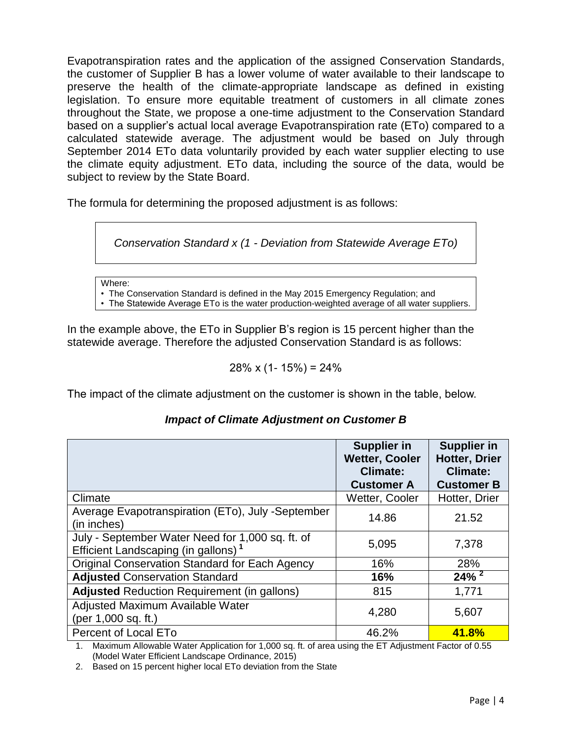Evapotranspiration rates and the application of the assigned Conservation Standards, the customer of Supplier B has a lower volume of water available to their landscape to preserve the health of the climate-appropriate landscape as defined in existing legislation. To ensure more equitable treatment of customers in all climate zones throughout the State, we propose a one-time adjustment to the Conservation Standard based on a supplier's actual local average Evapotranspiration rate (ETo) compared to a calculated statewide average. The adjustment would be based on July through September 2014 ETo data voluntarily provided by each water supplier electing to use the climate equity adjustment. ETo data, including the source of the data, would be subject to review by the State Board.

The formula for determining the proposed adjustment is as follows:

*Conservation Standard x (1 - Deviation from Statewide Average ETo)*

Where:
- The Conservation Standard is defined in the May 2015 Emergency Regulation; and
- The Statewide Average ETo is the water production-weighted average of all water suppliers.

In the example above, the ETo in Supplier B's region is 15 percent higher than the statewide average. Therefore the adjusted Conservation Standard is as follows:

$$28\% \times (1 - 15\%) = 24\%$$

The impact of the climate adjustment on the customer is shown in the table, below.

### *Impact of Climate Adjustment on Customer B*

| | **Supplier in Wetter, Cooler Climate: Customer A** | **Supplier in Hotter, Drier Climate: Customer B** |
|---|---|---|
| Climate | Wetter, Cooler | Hotter, Drier |
| Average Evapotranspiration (ETo), July -September (in inches) | 14.86 | 21.52 |
| July - September Water Need for 1,000 sq. ft. of Efficient Landscaping (in gallons) [1] | 5,095 | 7,378 |
| Original Conservation Standard for Each Agency | 16% | 28% |
| **Adjusted** Conservation Standard | **16%** | **24%** [2] |
| **Adjusted** Reduction Requirement (in gallons) | 815 | 1,771 |
| Adjusted Maximum Available Water (per 1,000 sq. ft.) | 4,280 | 5,607 |
| Percent of Local ETo | 46.2% | **41.8%** |

1. Maximum Allowable Water Application for 1,000 sq. ft. of area using the ET Adjustment Factor of 0.55 (Model Water Efficient Landscape Ordinance, 2015)
2. Based on 15 percent higher local ETo deviation from the State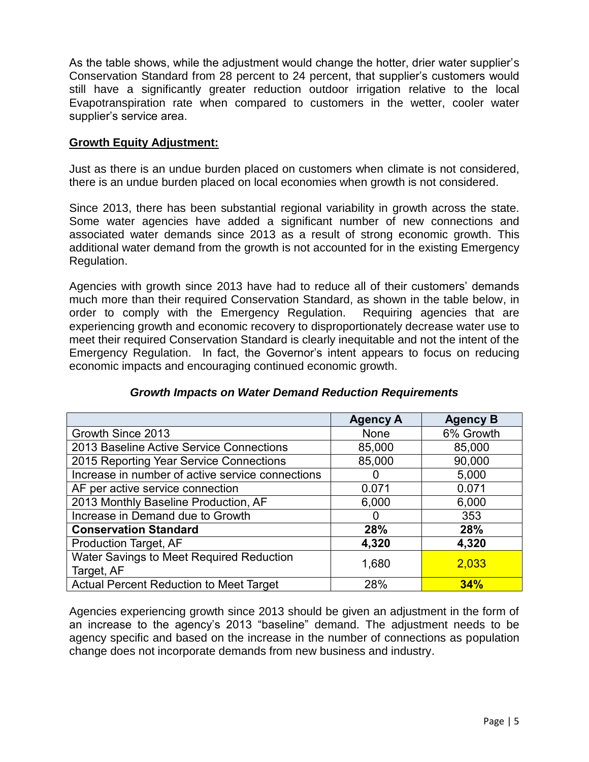As the table shows, while the adjustment would change the hotter, drier water supplier's Conservation Standard from 28 percent to 24 percent, that supplier's customers would still have a significantly greater reduction outdoor irrigation relative to the local Evapotranspiration rate when compared to customers in the wetter, cooler water supplier's service area.

**Growth Equity Adjustment:**

Just as there is an undue burden placed on customers when climate is not considered, there is an undue burden placed on local economies when growth is not considered.

Since 2013, there has been substantial regional variability in growth across the state. Some water agencies have added a significant number of new connections and associated water demands since 2013 as a result of strong economic growth. This additional water demand from the growth is not accounted for in the existing Emergency Regulation.

Agencies with growth since 2013 have had to reduce all of their customers' demands much more than their required Conservation Standard, as shown in the table below, in order to comply with the Emergency Regulation. Requiring agencies that are experiencing growth and economic recovery to disproportionately decrease water use to meet their required Conservation Standard is clearly inequitable and not the intent of the Emergency Regulation. In fact, the Governor's intent appears to focus on reducing economic impacts and encouraging continued economic growth.

***Growth Impacts on Water Demand Reduction Requirements***

| | **Agency A** | **Agency B** |
|---|---|---|
| Growth Since 2013 | None | 6% Growth |
| 2013 Baseline Active Service Connections | 85,000 | 85,000 |
| 2015 Reporting Year Service Connections | 85,000 | 90,000 |
| Increase in number of active service connections | 0 | 5,000 |
| AF per active service connection | 0.071 | 0.071 |
| 2013 Monthly Baseline Production, AF | 6,000 | 6,000 |
| Increase in Demand due to Growth | 0 | 353 |
| **Conservation Standard** | **28%** | **28%** |
| Production Target, AF | **4,320** | **4,320** |
| Water Savings to Meet Required Reduction Target, AF | 1,680 | 2,033 |
| Actual Percent Reduction to Meet Target | 28% | **34%** |

Agencies experiencing growth since 2013 should be given an adjustment in the form of an increase to the agency's 2013 "baseline" demand. The adjustment needs to be agency specific and based on the increase in the number of connections as population change does not incorporate demands from new business and industry.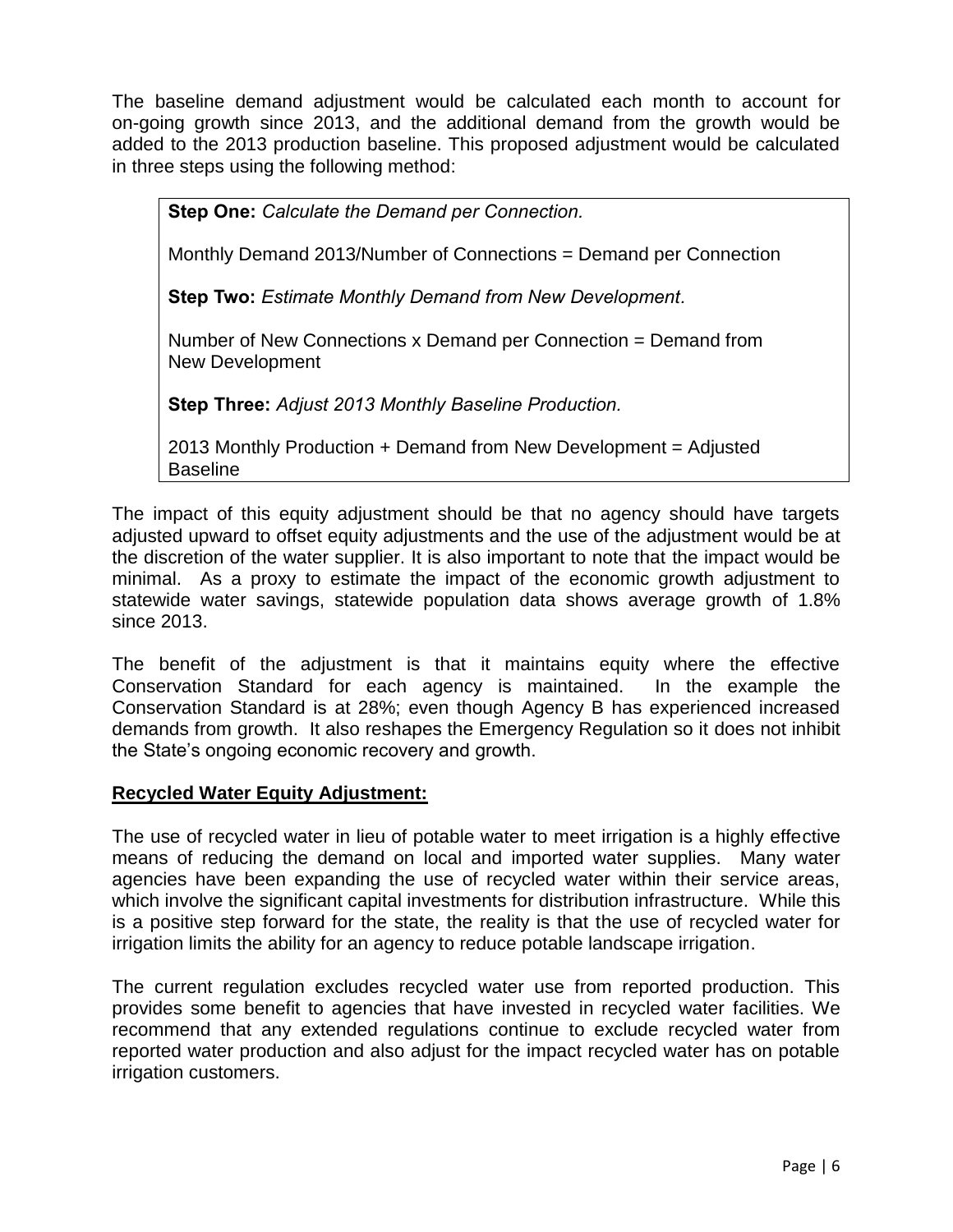The baseline demand adjustment would be calculated each month to account for on-going growth since 2013, and the additional demand from the growth would be added to the 2013 production baseline. This proposed adjustment would be calculated in three steps using the following method:

> **Step One:** *Calculate the Demand per Connection.*
>
> Monthly Demand 2013/Number of Connections = Demand per Connection
>
> **Step Two:** *Estimate Monthly Demand from New Development.*
>
> Number of New Connections x Demand per Connection = Demand from New Development
>
> **Step Three:** *Adjust 2013 Monthly Baseline Production.*
>
> 2013 Monthly Production + Demand from New Development = Adjusted Baseline

The impact of this equity adjustment should be that no agency should have targets adjusted upward to offset equity adjustments and the use of the adjustment would be at the discretion of the water supplier. It is also important to note that the impact would be minimal. As a proxy to estimate the impact of the economic growth adjustment to statewide water savings, statewide population data shows average growth of 1.8% since 2013.

The benefit of the adjustment is that it maintains equity where the effective Conservation Standard for each agency is maintained. In the example the Conservation Standard is at 28%; even though Agency B has experienced increased demands from growth. It also reshapes the Emergency Regulation so it does not inhibit the State's ongoing economic recovery and growth.

**Recycled Water Equity Adjustment:**

The use of recycled water in lieu of potable water to meet irrigation is a highly effective means of reducing the demand on local and imported water supplies. Many water agencies have been expanding the use of recycled water within their service areas, which involve the significant capital investments for distribution infrastructure. While this is a positive step forward for the state, the reality is that the use of recycled water for irrigation limits the ability for an agency to reduce potable landscape irrigation.

The current regulation excludes recycled water use from reported production. This provides some benefit to agencies that have invested in recycled water facilities. We recommend that any extended regulations continue to exclude recycled water from reported water production and also adjust for the impact recycled water has on potable irrigation customers.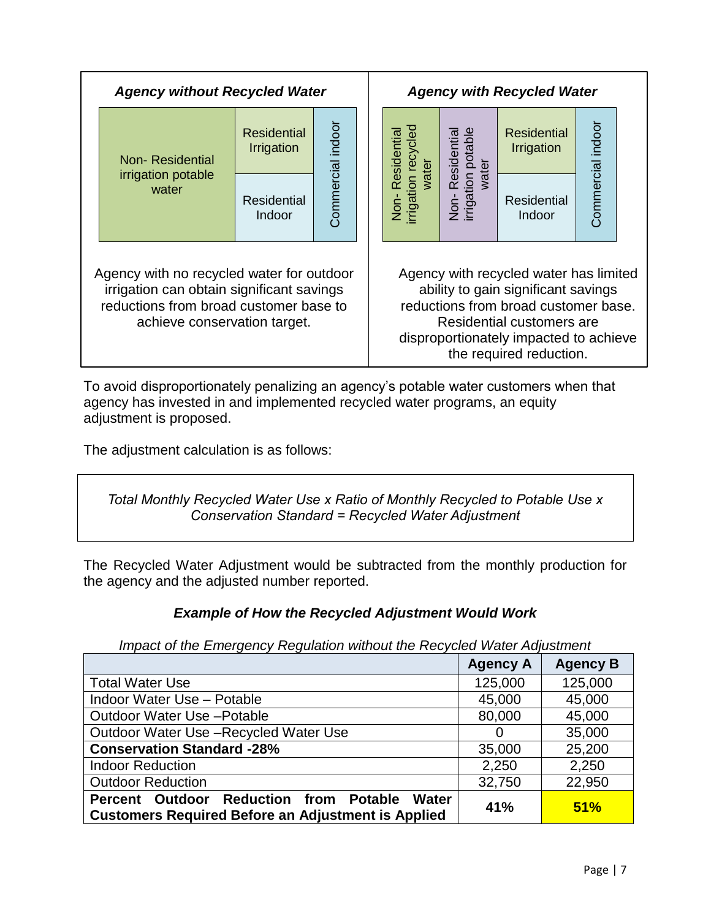| *Agency without Recycled Water* | *Agency with Recycled Water* |
| --- | --- |
| Non- Residential irrigation potable water; Residential Irrigation; Residential Indoor; Commercial indoor | Non- Residential irrigation recycled water; Non- Residential irrigation potable water; Residential Irrigation; Residential Indoor; Commercial indoor |
| Agency with no recycled water for outdoor irrigation can obtain significant savings reductions from broad customer base to achieve conservation target. | Agency with recycled water has limited ability to gain significant savings reductions from broad customer base. Residential customers are disproportionately impacted to achieve the required reduction. |

To avoid disproportionately penalizing an agency's potable water customers when that agency has invested in and implemented recycled water programs, an equity adjustment is proposed.

The adjustment calculation is as follows:

*Total Monthly Recycled Water Use x Ratio of Monthly Recycled to Potable Use x Conservation Standard = Recycled Water Adjustment*

The Recycled Water Adjustment would be subtracted from the monthly production for the agency and the adjusted number reported.

### *Example of How the Recycled Adjustment Would Work*

*Impact of the Emergency Regulation without the Recycled Water Adjustment*

| | Agency A | Agency B |
| --- | --- | --- |
| Total Water Use | 125,000 | 125,000 |
| Indoor Water Use – Potable | 45,000 | 45,000 |
| Outdoor Water Use –Potable | 80,000 | 45,000 |
| Outdoor Water Use –Recycled Water Use | 0 | 35,000 |
| **Conservation Standard -28%** | 35,000 | 25,200 |
| Indoor Reduction | 2,250 | 2,250 |
| Outdoor Reduction | 32,750 | 22,950 |
| **Percent Outdoor Reduction from Potable Water Customers Required Before an Adjustment is Applied** | **41%** | **51%** |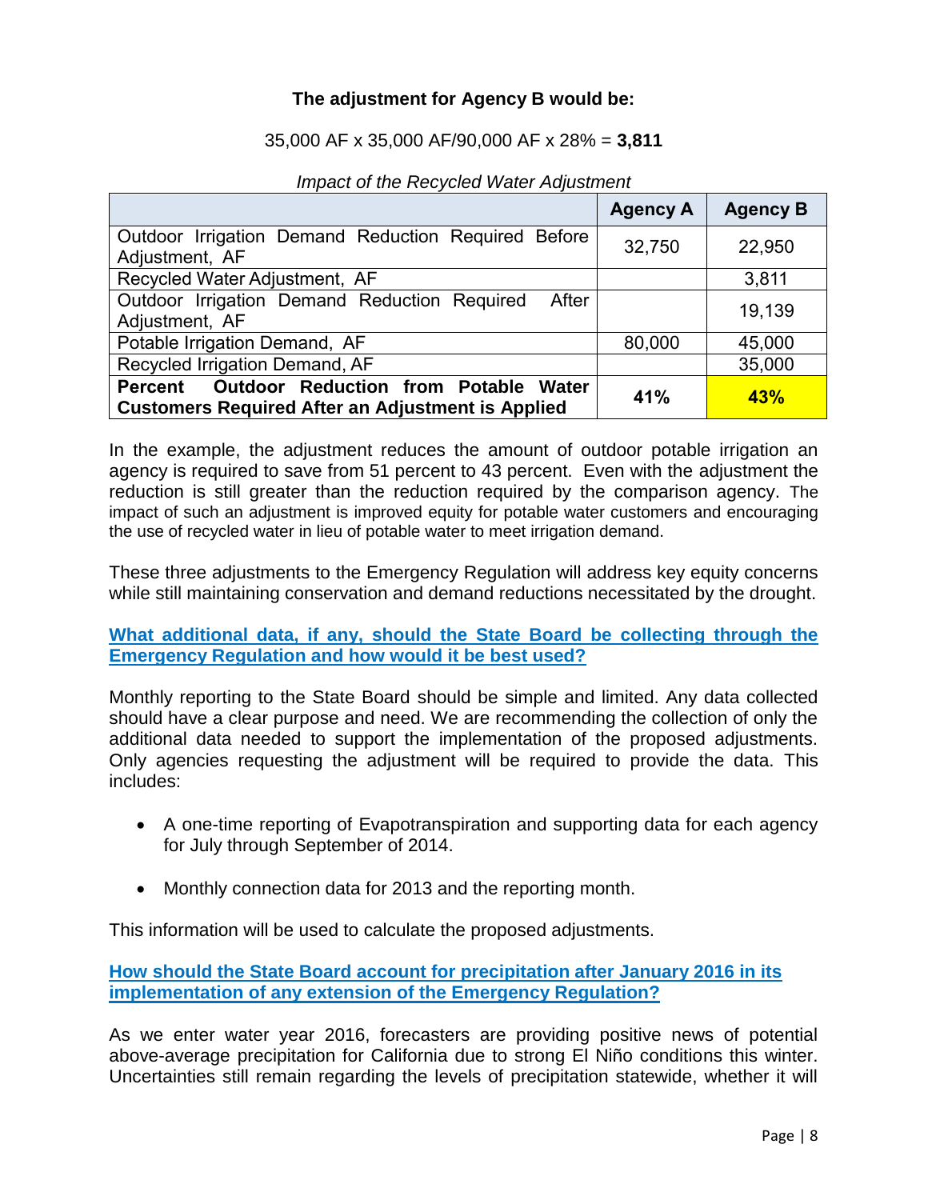**The adjustment for Agency B would be:**

35,000 AF x 35,000 AF/90,000 AF x 28% = **3,811**

*Impact of the Recycled Water Adjustment*

| | Agency A | Agency B |
|---|---|---|
| Outdoor Irrigation Demand Reduction Required Before Adjustment, AF | 32,750 | 22,950 |
| Recycled Water Adjustment, AF | | 3,811 |
| Outdoor Irrigation Demand Reduction Required After Adjustment, AF | | 19,139 |
| Potable Irrigation Demand, AF | 80,000 | 45,000 |
| Recycled Irrigation Demand, AF | | 35,000 |
| **Percent Outdoor Reduction from Potable Water Customers Required After an Adjustment is Applied** | **41%** | **43%** |

In the example, the adjustment reduces the amount of outdoor potable irrigation an agency is required to save from 51 percent to 43 percent. Even with the adjustment the reduction is still greater than the reduction required by the comparison agency. The impact of such an adjustment is improved equity for potable water customers and encouraging the use of recycled water in lieu of potable water to meet irrigation demand.

These three adjustments to the Emergency Regulation will address key equity concerns while still maintaining conservation and demand reductions necessitated by the drought.

**What additional data, if any, should the State Board be collecting through the Emergency Regulation and how would it be best used?**

Monthly reporting to the State Board should be simple and limited. Any data collected should have a clear purpose and need. We are recommending the collection of only the additional data needed to support the implementation of the proposed adjustments. Only agencies requesting the adjustment will be required to provide the data. This includes:

- A one-time reporting of Evapotranspiration and supporting data for each agency for July through September of 2014.
- Monthly connection data for 2013 and the reporting month.

This information will be used to calculate the proposed adjustments.

**How should the State Board account for precipitation after January 2016 in its implementation of any extension of the Emergency Regulation?**

As we enter water year 2016, forecasters are providing positive news of potential above-average precipitation for California due to strong El Niño conditions this winter. Uncertainties still remain regarding the levels of precipitation statewide, whether it will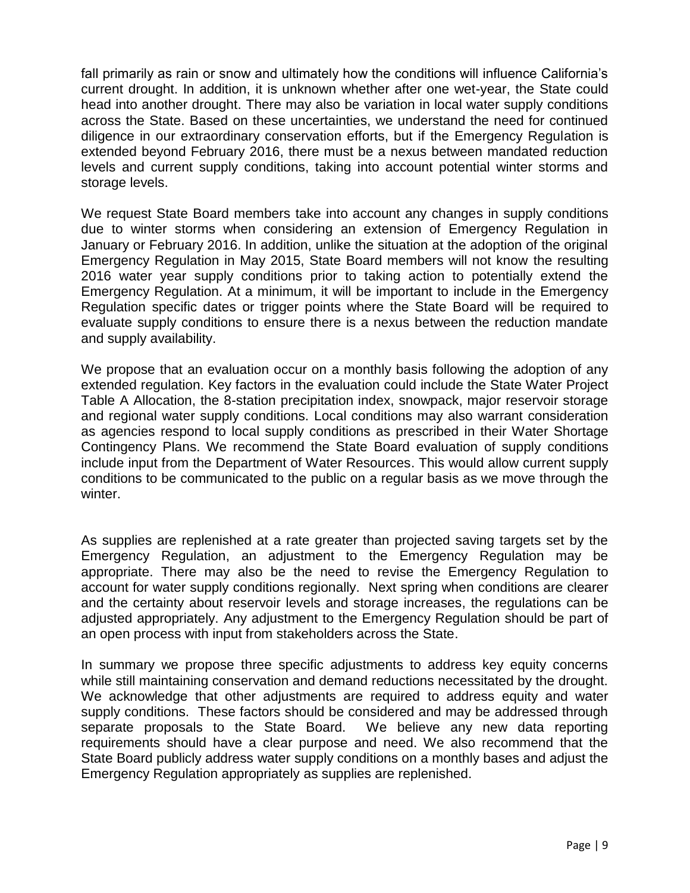fall primarily as rain or snow and ultimately how the conditions will influence California's current drought. In addition, it is unknown whether after one wet-year, the State could head into another drought. There may also be variation in local water supply conditions across the State. Based on these uncertainties, we understand the need for continued diligence in our extraordinary conservation efforts, but if the Emergency Regulation is extended beyond February 2016, there must be a nexus between mandated reduction levels and current supply conditions, taking into account potential winter storms and storage levels.

We request State Board members take into account any changes in supply conditions due to winter storms when considering an extension of Emergency Regulation in January or February 2016. In addition, unlike the situation at the adoption of the original Emergency Regulation in May 2015, State Board members will not know the resulting 2016 water year supply conditions prior to taking action to potentially extend the Emergency Regulation. At a minimum, it will be important to include in the Emergency Regulation specific dates or trigger points where the State Board will be required to evaluate supply conditions to ensure there is a nexus between the reduction mandate and supply availability.

We propose that an evaluation occur on a monthly basis following the adoption of any extended regulation. Key factors in the evaluation could include the State Water Project Table A Allocation, the 8-station precipitation index, snowpack, major reservoir storage and regional water supply conditions. Local conditions may also warrant consideration as agencies respond to local supply conditions as prescribed in their Water Shortage Contingency Plans. We recommend the State Board evaluation of supply conditions include input from the Department of Water Resources. This would allow current supply conditions to be communicated to the public on a regular basis as we move through the winter.

As supplies are replenished at a rate greater than projected saving targets set by the Emergency Regulation, an adjustment to the Emergency Regulation may be appropriate. There may also be the need to revise the Emergency Regulation to account for water supply conditions regionally. Next spring when conditions are clearer and the certainty about reservoir levels and storage increases, the regulations can be adjusted appropriately. Any adjustment to the Emergency Regulation should be part of an open process with input from stakeholders across the State.

In summary we propose three specific adjustments to address key equity concerns while still maintaining conservation and demand reductions necessitated by the drought. We acknowledge that other adjustments are required to address equity and water supply conditions. These factors should be considered and may be addressed through separate proposals to the State Board. We believe any new data reporting requirements should have a clear purpose and need. We also recommend that the State Board publicly address water supply conditions on a monthly bases and adjust the Emergency Regulation appropriately as supplies are replenished.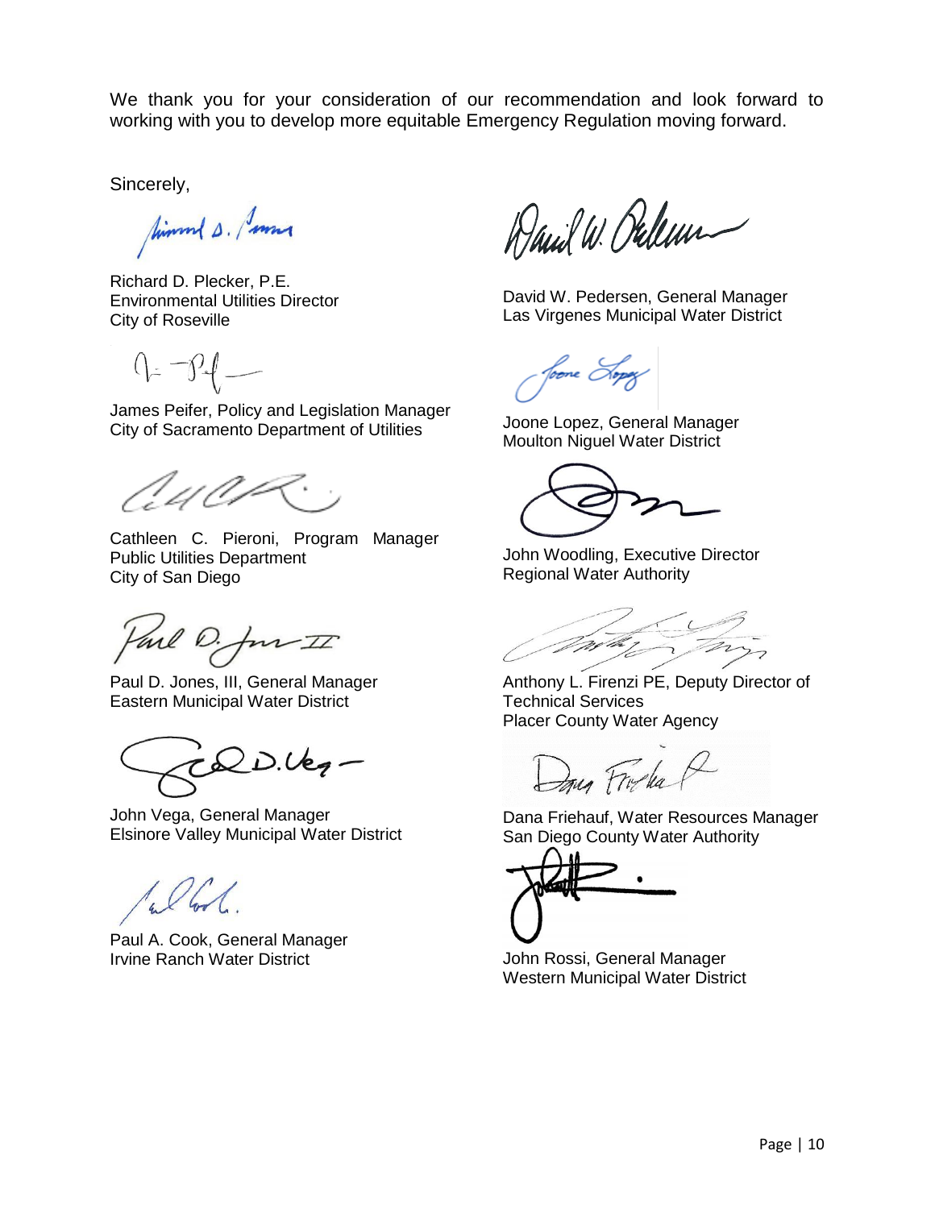We thank you for your consideration of our recommendation and look forward to working with you to develop more equitable Emergency Regulation moving forward.

Sincerely,

Richard D. Plecker, P.E.
Environmental Utilities Director
City of Roseville

James Peifer, Policy and Legislation Manager
City of Sacramento Department of Utilities

Cathleen C. Pieroni, Program Manager
Public Utilities Department
City of San Diego

Paul D. Jones, III, General Manager
Eastern Municipal Water District

John Vega, General Manager
Elsinore Valley Municipal Water District

Paul A. Cook, General Manager
Irvine Ranch Water District

David W. Pedersen, General Manager
Las Virgenes Municipal Water District

Joone Lopez, General Manager
Moulton Niguel Water District

John Woodling, Executive Director
Regional Water Authority

Anthony L. Firenzi PE, Deputy Director of Technical Services
Placer County Water Agency

Dana Friehauf, Water Resources Manager
San Diego County Water Authority

John Rossi, General Manager
Western Municipal Water District